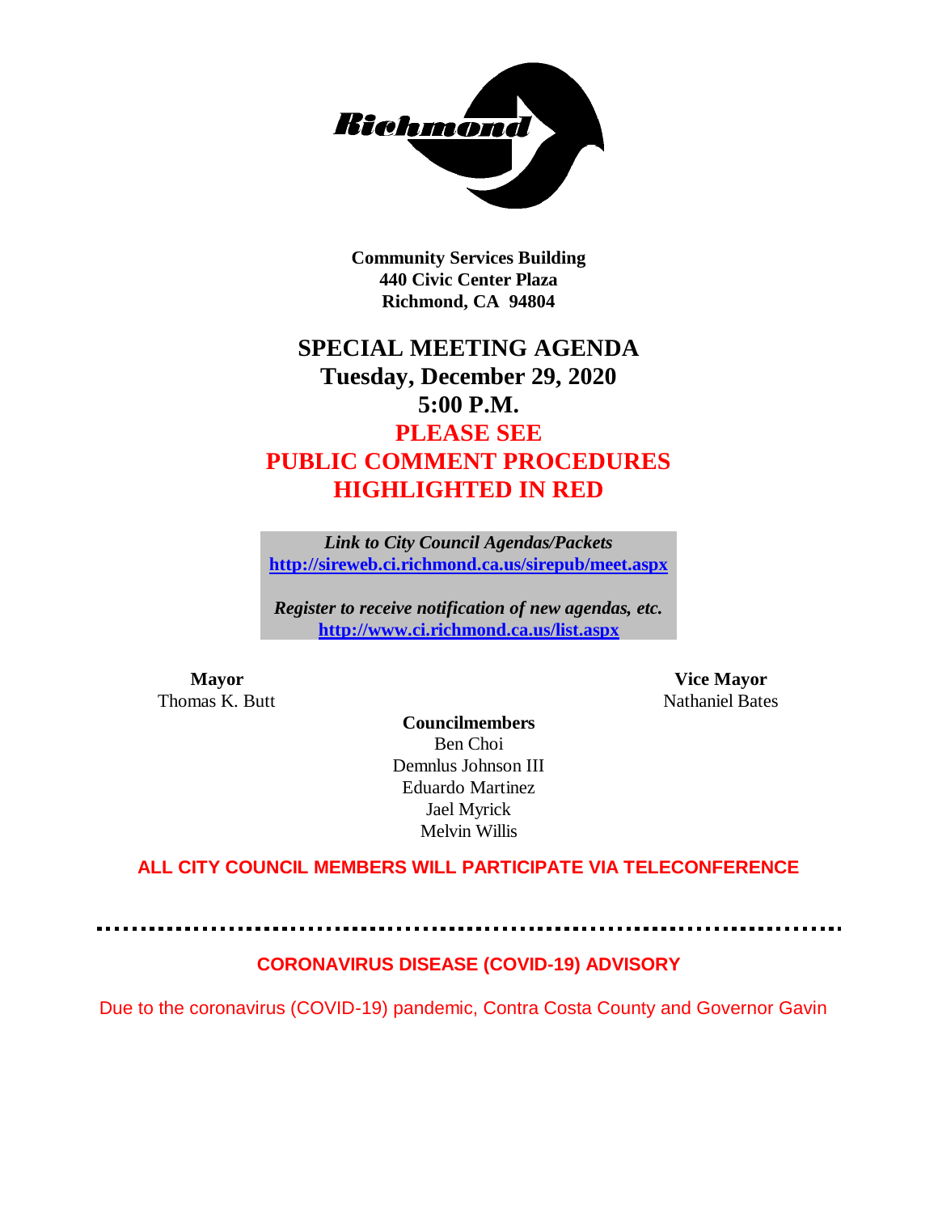**Community Services Building**
**440 Civic Center Plaza**
**Richmond, CA 94804**

# SPECIAL MEETING AGENDA

## Tuesday, December 29, 2020
## 5:00 P.M.
## PLEASE SEE PUBLIC COMMENT PROCEDURES HIGHLIGHTED IN RED

*Link to City Council Agendas/Packets*
**http://sireweb.ci.richmond.ca.us/sirepub/meet.aspx**

*Register to receive notification of new agendas, etc.*
**http://www.ci.richmond.ca.us/list.aspx**

**Mayor**
Thomas K. Butt

**Vice Mayor**
Nathaniel Bates

**Councilmembers**
Ben Choi
Demnlus Johnson III
Eduardo Martinez
Jael Myrick
Melvin Willis

**ALL CITY COUNCIL MEMBERS WILL PARTICIPATE VIA TELECONFERENCE**

---

**CORONAVIRUS DISEASE (COVID-19) ADVISORY**

Due to the coronavirus (COVID-19) pandemic, Contra Costa County and Governor Gavin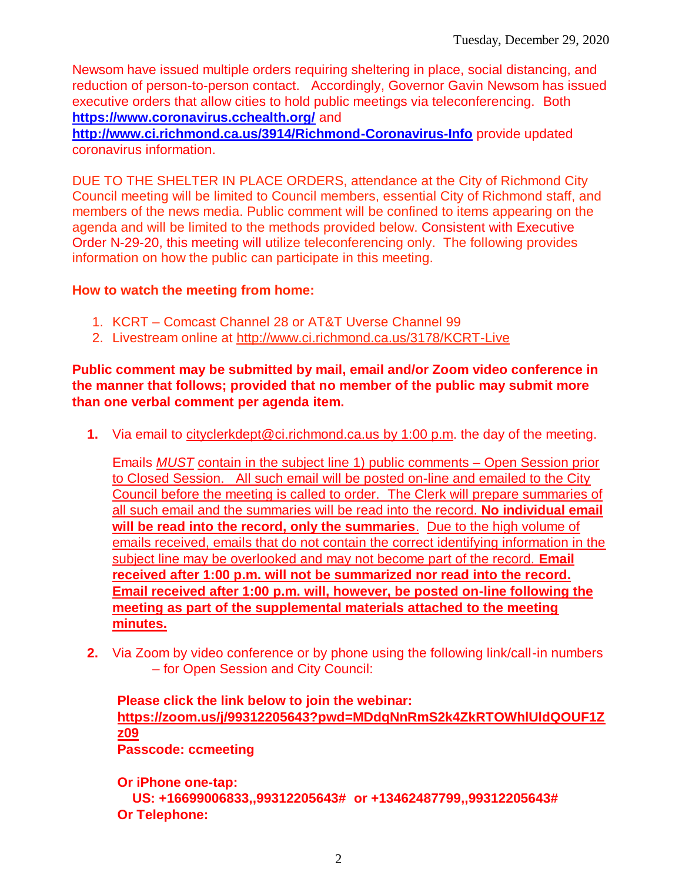Newsom have issued multiple orders requiring sheltering in place, social distancing, and reduction of person-to-person contact. Accordingly, Governor Gavin Newsom has issued executive orders that allow cities to hold public meetings via teleconferencing. Both **https://www.coronavirus.cchealth.org/** and **http://www.ci.richmond.ca.us/3914/Richmond-Coronavirus-Info** provide updated coronavirus information.

DUE TO THE SHELTER IN PLACE ORDERS, attendance at the City of Richmond City Council meeting will be limited to Council members, essential City of Richmond staff, and members of the news media. Public comment will be confined to items appearing on the agenda and will be limited to the methods provided below. Consistent with Executive Order N-29-20, this meeting will utilize teleconferencing only. The following provides information on how the public can participate in this meeting.

**How to watch the meeting from home:**

1. KCRT – Comcast Channel 28 or AT&T Uverse Channel 99
2. Livestream online at http://www.ci.richmond.ca.us/3178/KCRT-Live

**Public comment may be submitted by mail, email and/or Zoom video conference in the manner that follows; provided that no member of the public may submit more than one verbal comment per agenda item.**

**1.** Via email to cityclerkdept@ci.richmond.ca.us by 1:00 p.m. the day of the meeting.

Emails *MUST* contain in the subject line 1) public comments – Open Session prior to Closed Session. All such email will be posted on-line and emailed to the City Council before the meeting is called to order. The Clerk will prepare summaries of all such email and the summaries will be read into the record. **No individual email will be read into the record, only the summaries**. Due to the high volume of emails received, emails that do not contain the correct identifying information in the subject line may be overlooked and may not become part of the record. **Email received after 1:00 p.m. will not be summarized nor read into the record. Email received after 1:00 p.m. will, however, be posted on-line following the meeting as part of the supplemental materials attached to the meeting minutes.**

**2.** Via Zoom by video conference or by phone using the following link/call-in numbers – for Open Session and City Council:

**Please click the link below to join the webinar:**
**https://zoom.us/j/99312205643?pwd=MDdqNnRmS2k4ZkRTOWhlUldQOUF1Zz09**
**Passcode: ccmeeting**

**Or iPhone one-tap:**
**US: +16699006833,,99312205643# or +13462487799,,99312205643#**
**Or Telephone:**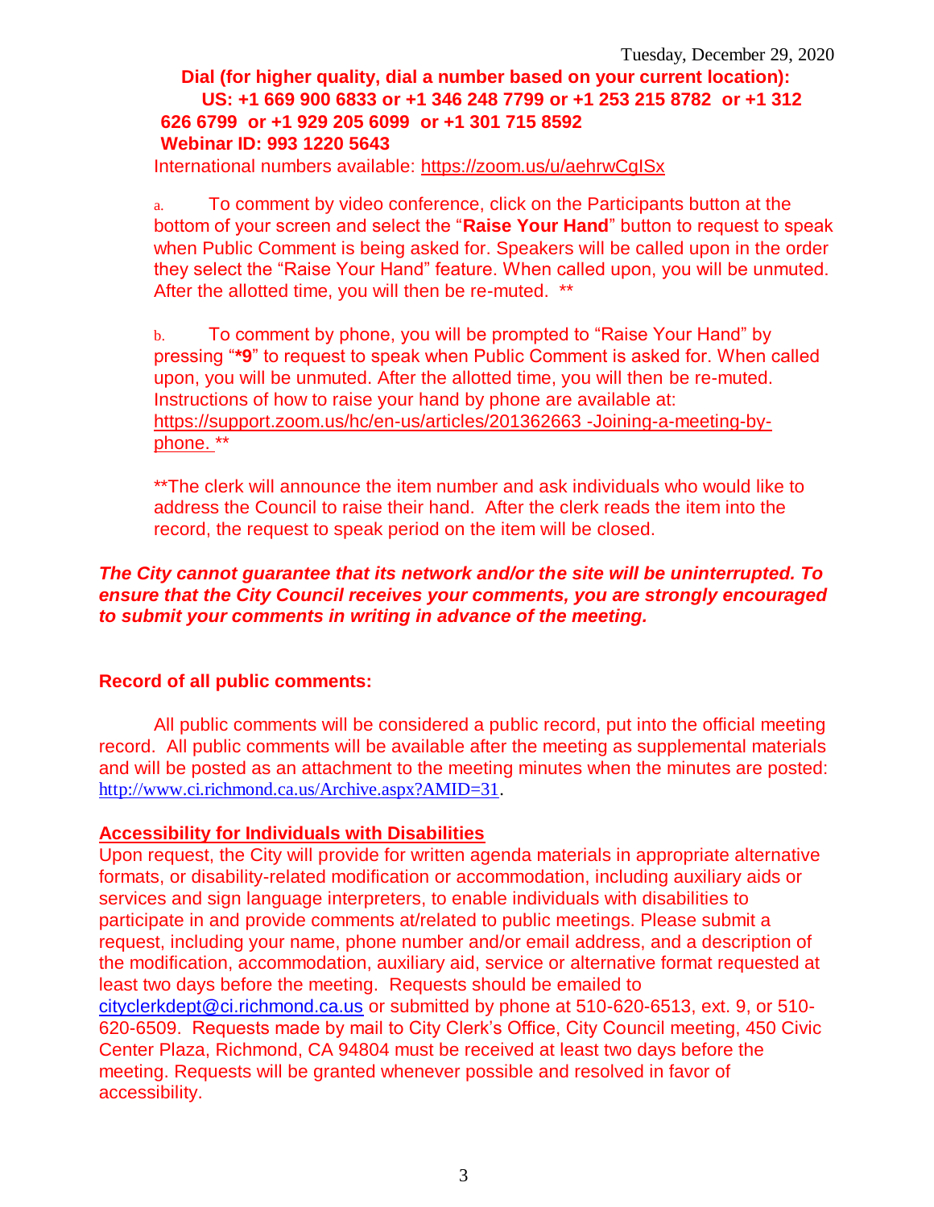Tuesday, December 29, 2020

**Dial (for higher quality, dial a number based on your current location):**
**US: +1 669 900 6833 or +1 346 248 7799 or +1 253 215 8782 or +1 312 626 6799 or +1 929 205 6099 or +1 301 715 8592**
**Webinar ID: 993 1220 5643**

International numbers available: https://zoom.us/u/aehrwCgISx

a. To comment by video conference, click on the Participants button at the bottom of your screen and select the "**Raise Your Hand**" button to request to speak when Public Comment is being asked for. Speakers will be called upon in the order they select the "Raise Your Hand" feature. When called upon, you will be unmuted. After the allotted time, you will then be re-muted. **

b. To comment by phone, you will be prompted to "Raise Your Hand" by pressing "***9**" to request to speak when Public Comment is asked for. When called upon, you will be unmuted. After the allotted time, you will then be re-muted. Instructions of how to raise your hand by phone are available at: https://support.zoom.us/hc/en-us/articles/201362663 -Joining-a-meeting-by-phone. **

**The clerk will announce the item number and ask individuals who would like to address the Council to raise their hand. After the clerk reads the item into the record, the request to speak period on the item will be closed.

***The City cannot guarantee that its network and/or the site will be uninterrupted. To ensure that the City Council receives your comments, you are strongly encouraged to submit your comments in writing in advance of the meeting.***

**Record of all public comments:**

All public comments will be considered a public record, put into the official meeting record. All public comments will be available after the meeting as supplemental materials and will be posted as an attachment to the meeting minutes when the minutes are posted: http://www.ci.richmond.ca.us/Archive.aspx?AMID=31.

**Accessibility for Individuals with Disabilities**

Upon request, the City will provide for written agenda materials in appropriate alternative formats, or disability-related modification or accommodation, including auxiliary aids or services and sign language interpreters, to enable individuals with disabilities to participate in and provide comments at/related to public meetings. Please submit a request, including your name, phone number and/or email address, and a description of the modification, accommodation, auxiliary aid, service or alternative format requested at least two days before the meeting. Requests should be emailed to cityclerkdept@ci.richmond.ca.us or submitted by phone at 510-620-6513, ext. 9, or 510-620-6509. Requests made by mail to City Clerk's Office, City Council meeting, 450 Civic Center Plaza, Richmond, CA 94804 must be received at least two days before the meeting. Requests will be granted whenever possible and resolved in favor of accessibility.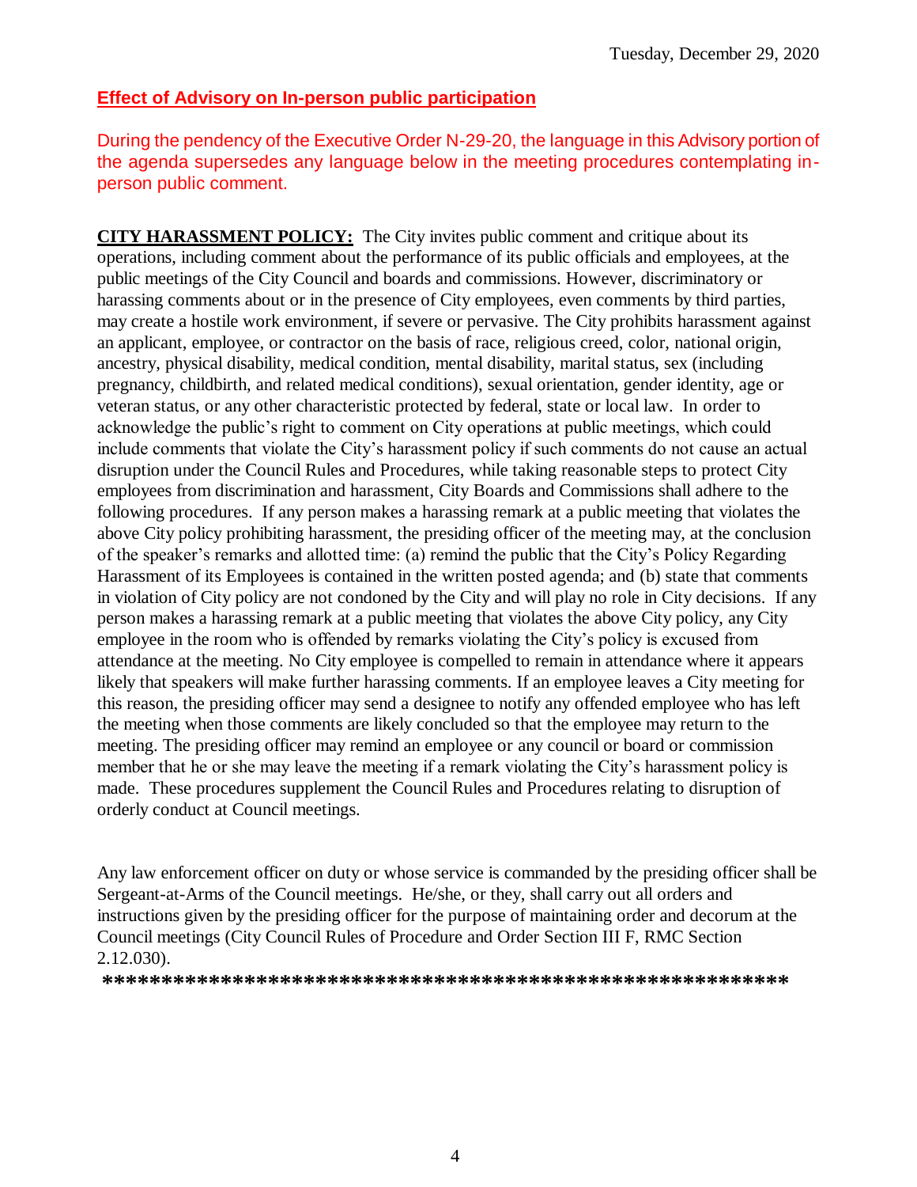**Effect of Advisory on In-person public participation**

During the pendency of the Executive Order N-29-20, the language in this Advisory portion of the agenda supersedes any language below in the meeting procedures contemplating in-person public comment.

**CITY HARASSMENT POLICY:** The City invites public comment and critique about its operations, including comment about the performance of its public officials and employees, at the public meetings of the City Council and boards and commissions. However, discriminatory or harassing comments about or in the presence of City employees, even comments by third parties, may create a hostile work environment, if severe or pervasive. The City prohibits harassment against an applicant, employee, or contractor on the basis of race, religious creed, color, national origin, ancestry, physical disability, medical condition, mental disability, marital status, sex (including pregnancy, childbirth, and related medical conditions), sexual orientation, gender identity, age or veteran status, or any other characteristic protected by federal, state or local law. In order to acknowledge the public's right to comment on City operations at public meetings, which could include comments that violate the City's harassment policy if such comments do not cause an actual disruption under the Council Rules and Procedures, while taking reasonable steps to protect City employees from discrimination and harassment, City Boards and Commissions shall adhere to the following procedures. If any person makes a harassing remark at a public meeting that violates the above City policy prohibiting harassment, the presiding officer of the meeting may, at the conclusion of the speaker's remarks and allotted time: (a) remind the public that the City's Policy Regarding Harassment of its Employees is contained in the written posted agenda; and (b) state that comments in violation of City policy are not condoned by the City and will play no role in City decisions. If any person makes a harassing remark at a public meeting that violates the above City policy, any City employee in the room who is offended by remarks violating the City's policy is excused from attendance at the meeting. No City employee is compelled to remain in attendance where it appears likely that speakers will make further harassing comments. If an employee leaves a City meeting for this reason, the presiding officer may send a designee to notify any offended employee who has left the meeting when those comments are likely concluded so that the employee may return to the meeting. The presiding officer may remind an employee or any council or board or commission member that he or she may leave the meeting if a remark violating the City's harassment policy is made. These procedures supplement the Council Rules and Procedures relating to disruption of orderly conduct at Council meetings.

Any law enforcement officer on duty or whose service is commanded by the presiding officer shall be Sergeant-at-Arms of the Council meetings. He/she, or they, shall carry out all orders and instructions given by the presiding officer for the purpose of maintaining order and decorum at the Council meetings (City Council Rules of Procedure and Order Section III F, RMC Section 2.12.030).

**\*\*\*\*\*\*\*\*\*\*\*\*\*\*\*\*\*\*\*\*\*\*\*\*\*\*\*\*\*\*\*\*\*\*\*\*\*\*\*\*\*\*\*\*\*\*\*\*\*\*\*\*\*\*\*\*\*\*\*\***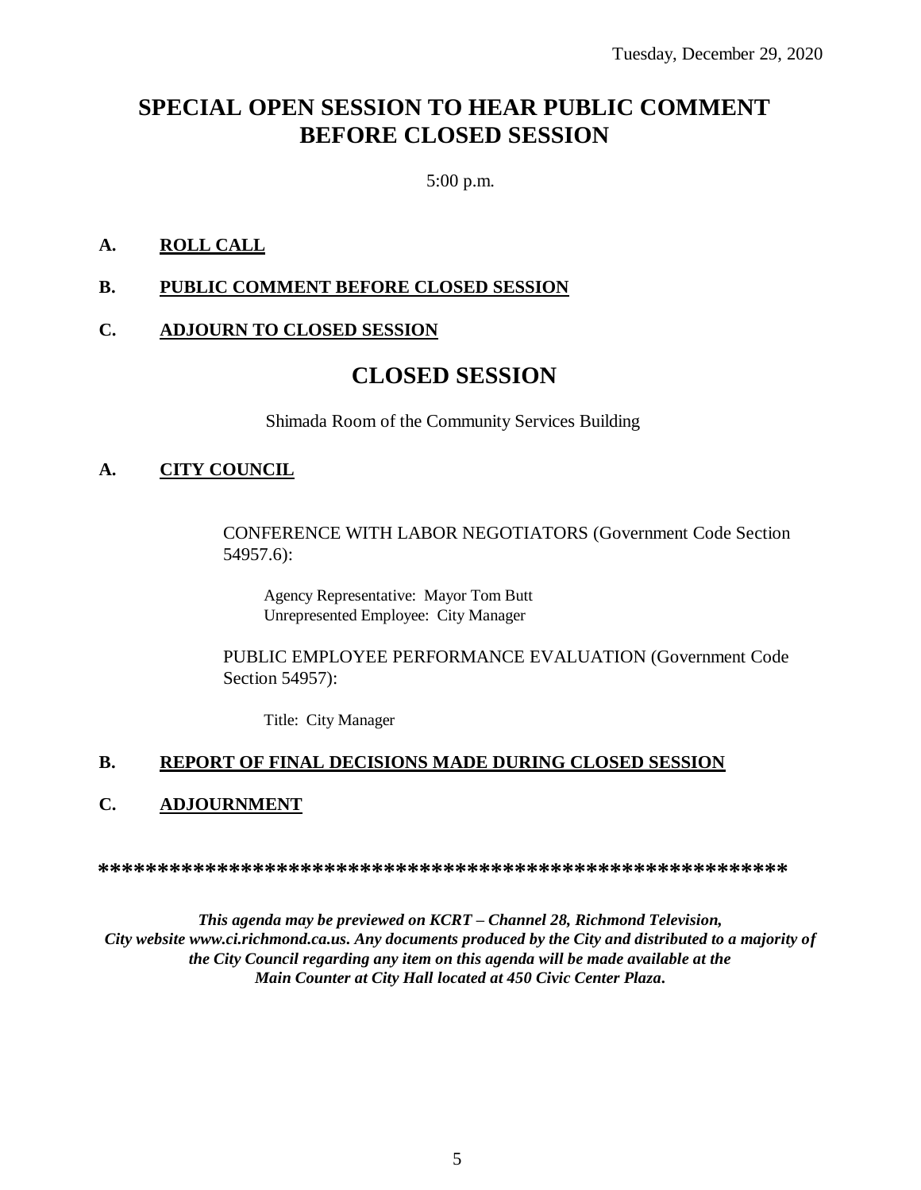Tuesday, December 29, 2020

# SPECIAL OPEN SESSION TO HEAR PUBLIC COMMENT BEFORE CLOSED SESSION

5:00 p.m.

**A. ROLL CALL**

**B. PUBLIC COMMENT BEFORE CLOSED SESSION**

**C. ADJOURN TO CLOSED SESSION**

# CLOSED SESSION

Shimada Room of the Community Services Building

**A. CITY COUNCIL**

CONFERENCE WITH LABOR NEGOTIATORS (Government Code Section 54957.6):

Agency Representative: Mayor Tom Butt
Unrepresented Employee: City Manager

PUBLIC EMPLOYEE PERFORMANCE EVALUATION (Government Code Section 54957):

Title: City Manager

**B. REPORT OF FINAL DECISIONS MADE DURING CLOSED SESSION**

**C. ADJOURNMENT**

**\*\*\*\*\*\*\*\*\*\*\*\*\*\*\*\*\*\*\*\*\*\*\*\*\*\*\*\*\*\*\*\*\*\*\*\*\*\*\*\*\*\*\*\*\*\*\*\*\*\*\*\*\*\*\*\*\*\*\*\***

***This agenda may be previewed on KCRT – Channel 28, Richmond Television, City website www.ci.richmond.ca.us. Any documents produced by the City and distributed to a majority of the City Council regarding any item on this agenda will be made available at the Main Counter at City Hall located at 450 Civic Center Plaza.***